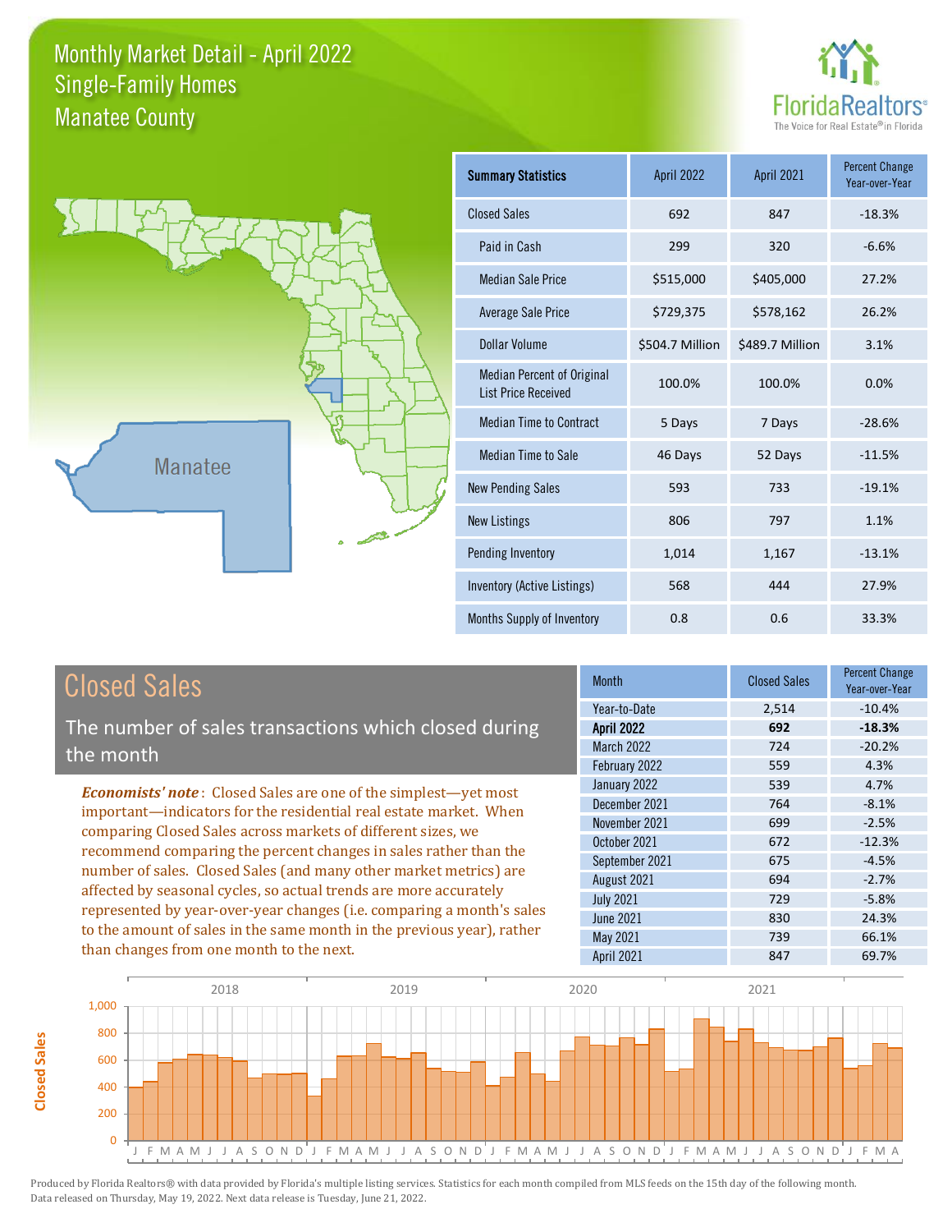# Monthly Market Detail - April 2022
## Single-Family Homes
## Manatee County

FloridaRealtors®
The Voice for Real Estate® in Florida

Manatee

| Summary Statistics | April 2022 | April 2021 | Percent Change Year-over-Year |
|---|---|---|---|
| Closed Sales | 692 | 847 | -18.3% |
| Paid in Cash | 299 | 320 | -6.6% |
| Median Sale Price | $515,000 | $405,000 | 27.2% |
| Average Sale Price | $729,375 | $578,162 | 26.2% |
| Dollar Volume | $504.7 Million | $489.7 Million | 3.1% |
| Median Percent of Original List Price Received | 100.0% | 100.0% | 0.0% |
| Median Time to Contract | 5 Days | 7 Days | -28.6% |
| Median Time to Sale | 46 Days | 52 Days | -11.5% |
| New Pending Sales | 593 | 733 | -19.1% |
| New Listings | 806 | 797 | 1.1% |
| Pending Inventory | 1,014 | 1,167 | -13.1% |
| Inventory (Active Listings) | 568 | 444 | 27.9% |
| Months Supply of Inventory | 0.8 | 0.6 | 33.3% |

## Closed Sales

The number of sales transactions which closed during the month

***Economists' note***: Closed Sales are one of the simplest—yet most important—indicators for the residential real estate market. When comparing Closed Sales across markets of different sizes, we recommend comparing the percent changes in sales rather than the number of sales. Closed Sales (and many other market metrics) are affected by seasonal cycles, so actual trends are more accurately represented by year-over-year changes (i.e. comparing a month's sales to the amount of sales in the same month in the previous year), rather than changes from one month to the next.

| Month | Closed Sales | Percent Change Year-over-Year |
|---|---|---|
| Year-to-Date | 2,514 | -10.4% |
| **April 2022** | **692** | **-18.3%** |
| March 2022 | 724 | -20.2% |
| February 2022 | 559 | 4.3% |
| January 2022 | 539 | 4.7% |
| December 2021 | 764 | -8.1% |
| November 2021 | 699 | -2.5% |
| October 2021 | 672 | -12.3% |
| September 2021 | 675 | -4.5% |
| August 2021 | 694 | -2.7% |
| July 2021 | 729 | -5.8% |
| June 2021 | 830 | 24.3% |
| May 2021 | 739 | 66.1% |
| April 2021 | 847 | 69.7% |

Closed Sales
2018 2019 2020 2021
1,000
800
600
400
200
0
J F M A M J J A S O N D J F M A M J J A S O N D J F M A M J J A S O N D J F M A M J J A S O N D J F M A

Produced by Florida Realtors® with data provided by Florida's multiple listing services. Statistics for each month compiled from MLS feeds on the 15th day of the following month. Data released on Thursday, May 19, 2022. Next data release is Tuesday, June 21, 2022.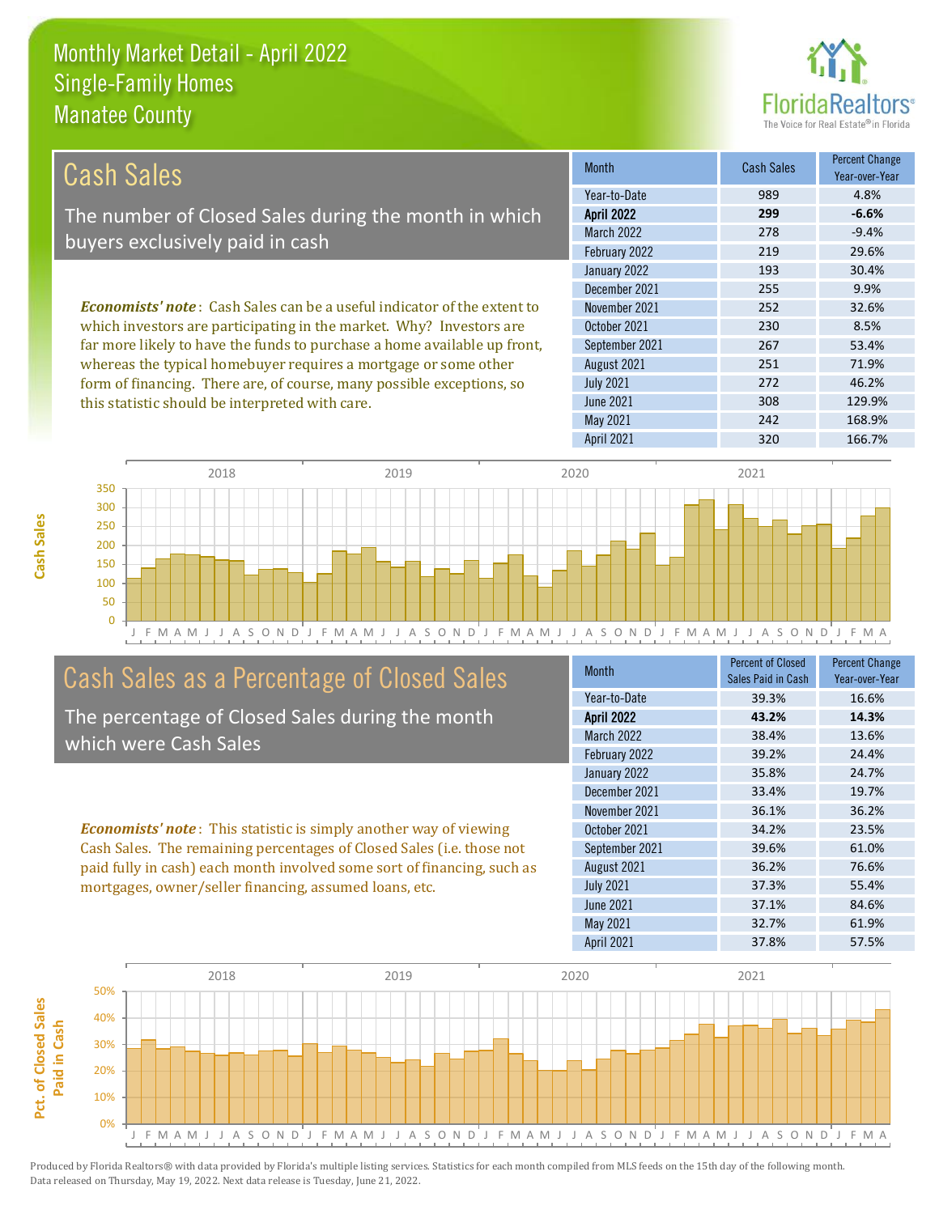# Monthly Market Detail - April 2022
## Single-Family Homes
## Manatee County

FloridaRealtors® The Voice for Real Estate® in Florida

## Cash Sales

The number of Closed Sales during the month in which buyers exclusively paid in cash

*Economists' note*: Cash Sales can be a useful indicator of the extent to which investors are participating in the market. Why? Investors are far more likely to have the funds to purchase a home available up front, whereas the typical homebuyer requires a mortgage or some other form of financing. There are, of course, many possible exceptions, so this statistic should be interpreted with care.

| Month | Cash Sales | Percent Change Year-over-Year |
| --- | --- | --- |
| Year-to-Date | 989 | 4.8% |
| **April 2022** | **299** | **-6.6%** |
| March 2022 | 278 | -9.4% |
| February 2022 | 219 | 29.6% |
| January 2022 | 193 | 30.4% |
| December 2021 | 255 | 9.9% |
| November 2021 | 252 | 32.6% |
| October 2021 | 230 | 8.5% |
| September 2021 | 267 | 53.4% |
| August 2021 | 251 | 71.9% |
| July 2021 | 272 | 46.2% |
| June 2021 | 308 | 129.9% |
| May 2021 | 242 | 168.9% |
| April 2021 | 320 | 166.7% |

Cash Sales

2018 2019 2020 2021

350 300 250 200 150 100 50 0

J F M A M J J A S O N D J F M A M J J A S O N D J F M A M J J A S O N D J F M A M J J A S O N D J F M A

## Cash Sales as a Percentage of Closed Sales

The percentage of Closed Sales during the month which were Cash Sales

*Economists' note*: This statistic is simply another way of viewing Cash Sales. The remaining percentages of Closed Sales (i.e. those not paid fully in cash) each month involved some sort of financing, such as mortgages, owner/seller financing, assumed loans, etc.

| Month | Percent of Closed Sales Paid in Cash | Percent Change Year-over-Year |
| --- | --- | --- |
| Year-to-Date | 39.3% | 16.6% |
| **April 2022** | **43.2%** | **14.3%** |
| March 2022 | 38.4% | 13.6% |
| February 2022 | 39.2% | 24.4% |
| January 2022 | 35.8% | 24.7% |
| December 2021 | 33.4% | 19.7% |
| November 2021 | 36.1% | 36.2% |
| October 2021 | 34.2% | 23.5% |
| September 2021 | 39.6% | 61.0% |
| August 2021 | 36.2% | 76.6% |
| July 2021 | 37.3% | 55.4% |
| June 2021 | 37.1% | 84.6% |
| May 2021 | 32.7% | 61.9% |
| April 2021 | 37.8% | 57.5% |

Pct. of Closed Sales Paid in Cash

2018 2019 2020 2021

50% 40% 30% 20% 10% 0%

J F M A M J J A S O N D J F M A M J J A S O N D J F M A M J J A S O N D J F M A M J J A S O N D J F M A

Produced by Florida Realtors® with data provided by Florida's multiple listing services. Statistics for each month compiled from MLS feeds on the 15th day of the following month. Data released on Thursday, May 19, 2022. Next data release is Tuesday, June 21, 2022.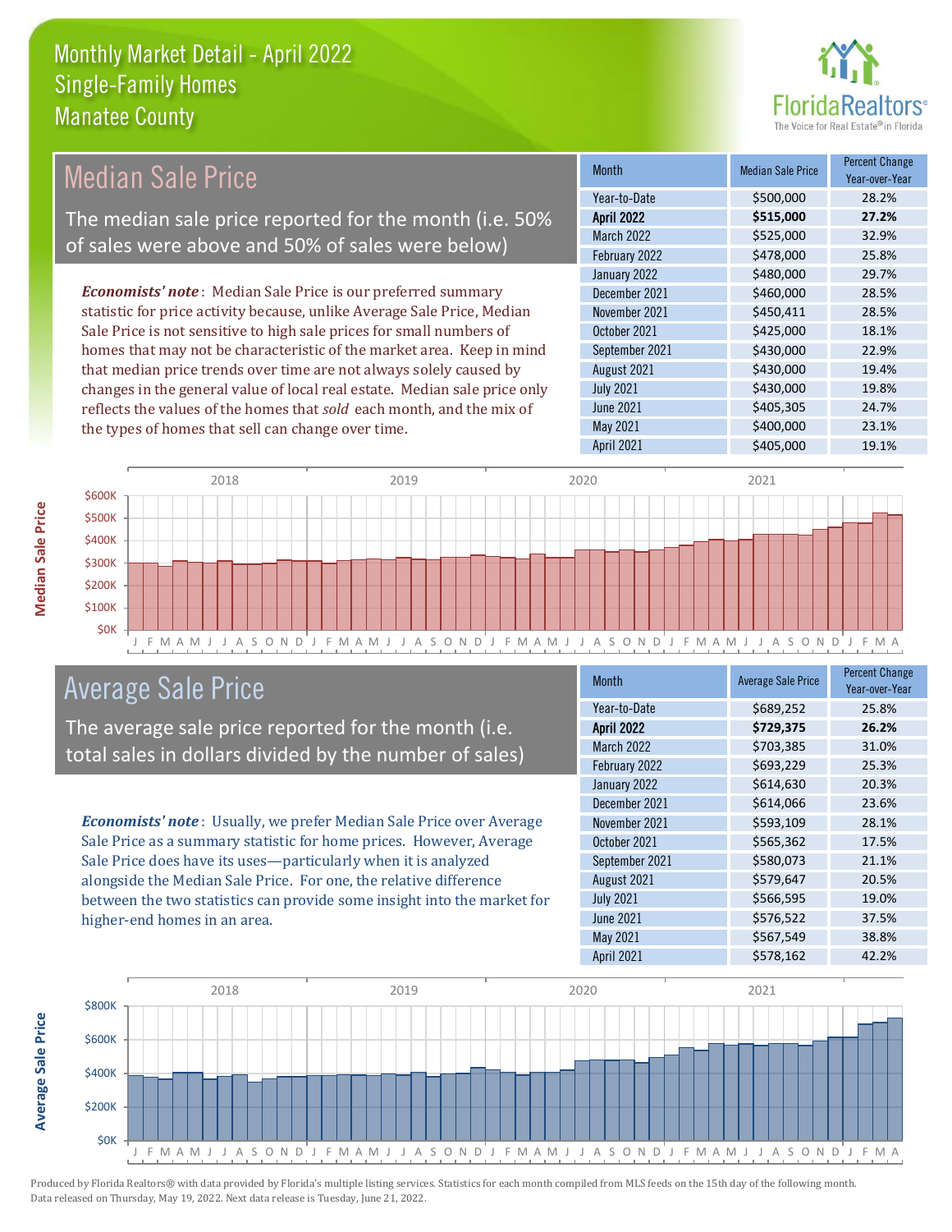# Monthly Market Detail - April 2022
## Single-Family Homes
## Manatee County

## Median Sale Price

The median sale price reported for the month (i.e. 50% of sales were above and 50% of sales were below)

***Economists' note***: Median Sale Price is our preferred summary statistic for price activity because, unlike Average Sale Price, Median Sale Price is not sensitive to high sale prices for small numbers of homes that may not be characteristic of the market area. Keep in mind that median price trends over time are not always solely caused by changes in the general value of local real estate. Median sale price only reflects the values of the homes that *sold* each month, and the mix of the types of homes that sell can change over time.

| Month | Median Sale Price | Percent Change Year-over-Year |
|---|---|---|
| Year-to-Date | $500,000 | 28.2% |
| **April 2022** | **$515,000** | **27.2%** |
| March 2022 | $525,000 | 32.9% |
| February 2022 | $478,000 | 25.8% |
| January 2022 | $480,000 | 29.7% |
| December 2021 | $460,000 | 28.5% |
| November 2021 | $450,411 | 28.5% |
| October 2021 | $425,000 | 18.1% |
| September 2021 | $430,000 | 22.9% |
| August 2021 | $430,000 | 19.4% |
| July 2021 | $430,000 | 19.8% |
| June 2021 | $405,305 | 24.7% |
| May 2021 | $400,000 | 23.1% |
| April 2021 | $405,000 | 19.1% |

Median Sale Price

2018 2019 2020 2021

$600K $500K $400K $300K $200K $100K $0K

J F M A M J J A S O N D J F M A M J J A S O N D J F M A M J J A S O N D J F M A M J J A S O N D J F M A

## Average Sale Price

The average sale price reported for the month (i.e. total sales in dollars divided by the number of sales)

***Economists' note***: Usually, we prefer Median Sale Price over Average Sale Price as a summary statistic for home prices. However, Average Sale Price does have its uses—particularly when it is analyzed alongside the Median Sale Price. For one, the relative difference between the two statistics can provide some insight into the market for higher-end homes in an area.

| Month | Average Sale Price | Percent Change Year-over-Year |
|---|---|---|
| Year-to-Date | $689,252 | 25.8% |
| **April 2022** | **$729,375** | **26.2%** |
| March 2022 | $703,385 | 31.0% |
| February 2022 | $693,229 | 25.3% |
| January 2022 | $614,630 | 20.3% |
| December 2021 | $614,066 | 23.6% |
| November 2021 | $593,109 | 28.1% |
| October 2021 | $565,362 | 17.5% |
| September 2021 | $580,073 | 21.1% |
| August 2021 | $579,647 | 20.5% |
| July 2021 | $566,595 | 19.0% |
| June 2021 | $576,522 | 37.5% |
| May 2021 | $567,549 | 38.8% |
| April 2021 | $578,162 | 42.2% |

Average Sale Price

2018 2019 2020 2021

$800K $600K $400K $200K $0K

J F M A M J J A S O N D J F M A M J J A S O N D J F M A M J J A S O N D J F M A M J J A S O N D J F M A

Produced by Florida Realtors® with data provided by Florida's multiple listing services. Statistics for each month compiled from MLS feeds on the 15th day of the following month. Data released on Thursday, May 19, 2022. Next data release is Tuesday, June 21, 2022.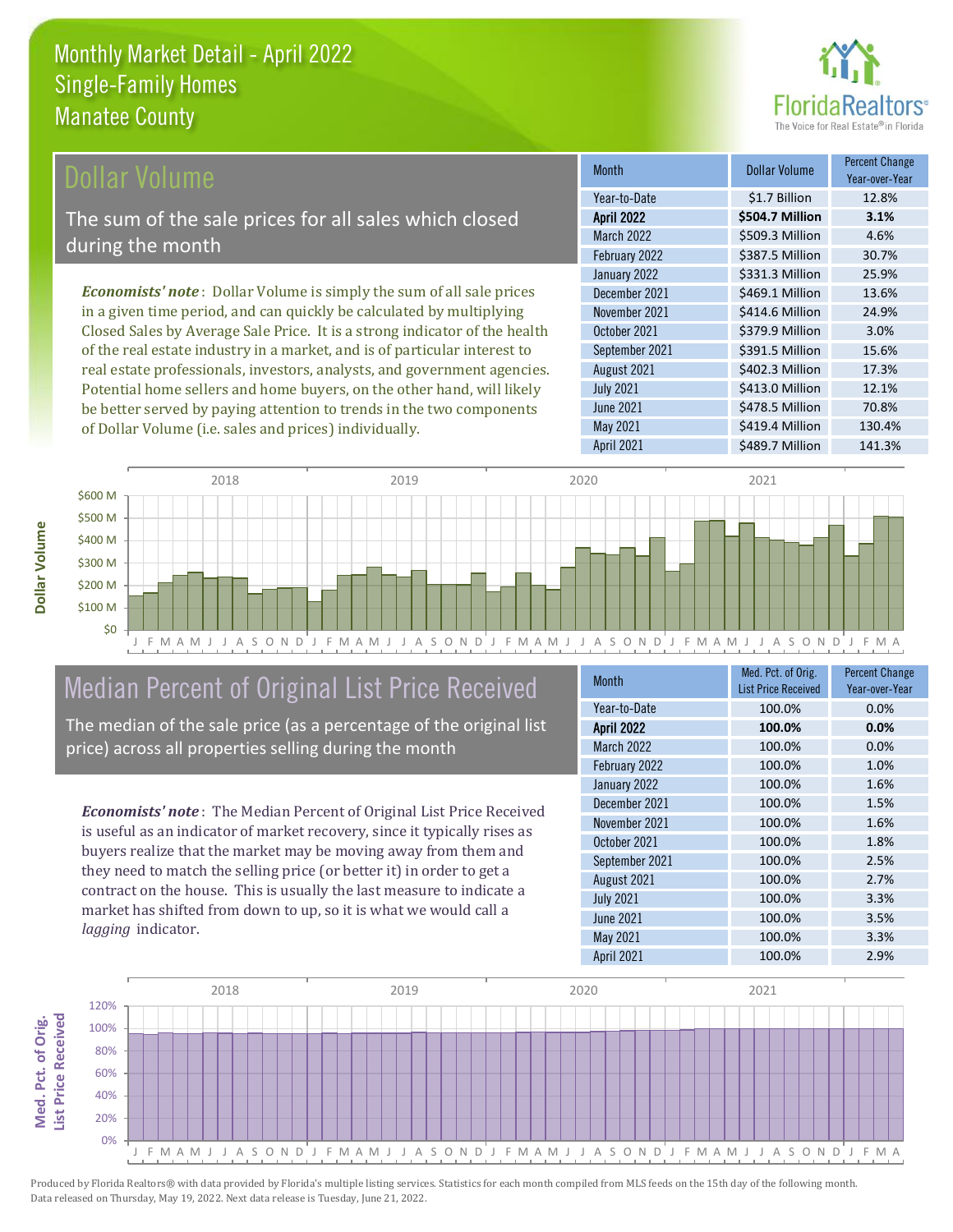# Monthly Market Detail - April 2022
## Single-Family Homes
## Manatee County

## Dollar Volume

The sum of the sale prices for all sales which closed during the month

***Economists' note***: Dollar Volume is simply the sum of all sale prices in a given time period, and can quickly be calculated by multiplying Closed Sales by Average Sale Price. It is a strong indicator of the health of the real estate industry in a market, and is of particular interest to real estate professionals, investors, analysts, and government agencies. Potential home sellers and home buyers, on the other hand, will likely be better served by paying attention to trends in the two components of Dollar Volume (i.e. sales and prices) individually.

| Month | Dollar Volume | Percent Change Year-over-Year |
|---|---|---|
| Year-to-Date | $1.7 Billion | 12.8% |
| **April 2022** | **$504.7 Million** | **3.1%** |
| March 2022 | $509.3 Million | 4.6% |
| February 2022 | $387.5 Million | 30.7% |
| January 2022 | $331.3 Million | 25.9% |
| December 2021 | $469.1 Million | 13.6% |
| November 2021 | $414.6 Million | 24.9% |
| October 2021 | $379.9 Million | 3.0% |
| September 2021 | $391.5 Million | 15.6% |
| August 2021 | $402.3 Million | 17.3% |
| July 2021 | $413.0 Million | 12.1% |
| June 2021 | $478.5 Million | 70.8% |
| May 2021 | $419.4 Million | 130.4% |
| April 2021 | $489.7 Million | 141.3% |

Dollar Volume

$600 M
$500 M
$400 M
$300 M
$200 M
$100 M
$0

2018 2019 2020 2021

J F M A M J J A S O N D J F M A M J J A S O N D J F M A M J J A S O N D J F M A M J J A S O N D J F M A

## Median Percent of Original List Price Received

The median of the sale price (as a percentage of the original list price) across all properties selling during the month

***Economists' note***: The Median Percent of Original List Price Received is useful as an indicator of market recovery, since it typically rises as buyers realize that the market may be moving away from them and they need to match the selling price (or better it) in order to get a contract on the house. This is usually the last measure to indicate a market has shifted from down to up, so it is what we would call a *lagging* indicator.

| Month | Med. Pct. of Orig. List Price Received | Percent Change Year-over-Year |
|---|---|---|
| Year-to-Date | 100.0% | 0.0% |
| **April 2022** | **100.0%** | **0.0%** |
| March 2022 | 100.0% | 0.0% |
| February 2022 | 100.0% | 1.0% |
| January 2022 | 100.0% | 1.6% |
| December 2021 | 100.0% | 1.5% |
| November 2021 | 100.0% | 1.6% |
| October 2021 | 100.0% | 1.8% |
| September 2021 | 100.0% | 2.5% |
| August 2021 | 100.0% | 2.7% |
| July 2021 | 100.0% | 3.3% |
| June 2021 | 100.0% | 3.5% |
| May 2021 | 100.0% | 3.3% |
| April 2021 | 100.0% | 2.9% |

Med. Pct. of Orig. List Price Received

120%
100%
80%
60%
40%
20%
0%

2018 2019 2020 2021

J F M A M J J A S O N D J F M A M J J A S O N D J F M A M J J A S O N D J F M A M J J A S O N D J F M A

Produced by Florida Realtors® with data provided by Florida's multiple listing services. Statistics for each month compiled from MLS feeds on the 15th day of the following month. Data released on Thursday, May 19, 2022. Next data release is Tuesday, June 21, 2022.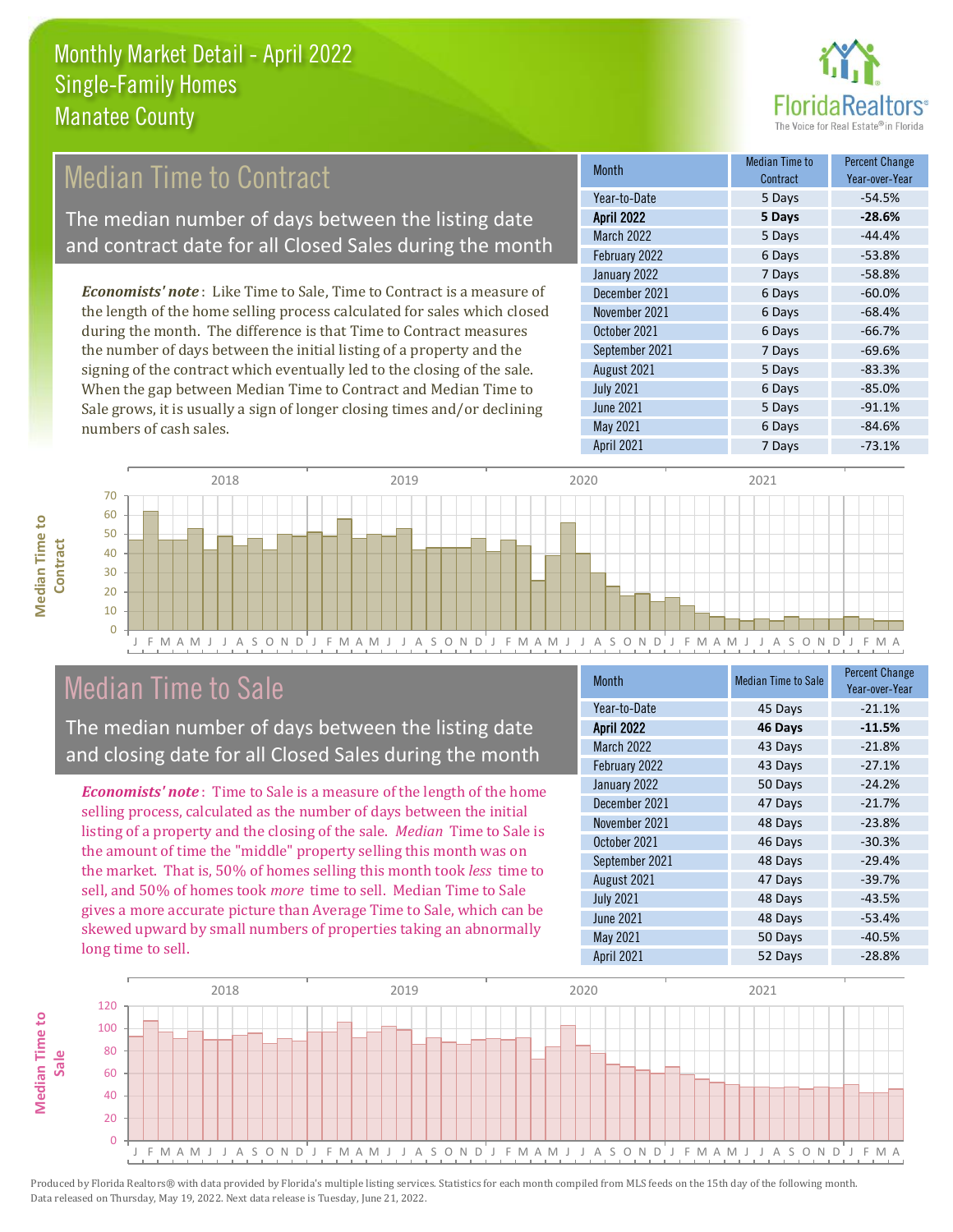# Monthly Market Detail - April 2022
## Single-Family Homes
## Manatee County

## Median Time to Contract

The median number of days between the listing date and contract date for all Closed Sales during the month

***Economists' note***: Like Time to Sale, Time to Contract is a measure of the length of the home selling process calculated for sales which closed during the month. The difference is that Time to Contract measures the number of days between the initial listing of a property and the signing of the contract which eventually led to the closing of the sale. When the gap between Median Time to Contract and Median Time to Sale grows, it is usually a sign of longer closing times and/or declining numbers of cash sales.

| Month | Median Time to Contract | Percent Change Year-over-Year |
|---|---|---|
| Year-to-Date | 5 Days | -54.5% |
| **April 2022** | **5 Days** | **-28.6%** |
| March 2022 | 5 Days | -44.4% |
| February 2022 | 6 Days | -53.8% |
| January 2022 | 7 Days | -58.8% |
| December 2021 | 6 Days | -60.0% |
| November 2021 | 6 Days | -68.4% |
| October 2021 | 6 Days | -66.7% |
| September 2021 | 7 Days | -69.6% |
| August 2021 | 5 Days | -83.3% |
| July 2021 | 6 Days | -85.0% |
| June 2021 | 5 Days | -91.1% |
| May 2021 | 6 Days | -84.6% |
| April 2021 | 7 Days | -73.1% |

Median Time to Contract

2018 2019 2020 2021

70 60 50 40 30 20 10 0

J F M A M J J A S O N D J F M A M J J A S O N D J F M A M J J A S O N D J F M A M J J A S O N D J F M A

## Median Time to Sale

The median number of days between the listing date and closing date for all Closed Sales during the month

***Economists' note***: Time to Sale is a measure of the length of the home selling process, calculated as the number of days between the initial listing of a property and the closing of the sale. *Median* Time to Sale is the amount of time the "middle" property selling this month was on the market. That is, 50% of homes selling this month took *less* time to sell, and 50% of homes took *more* time to sell. Median Time to Sale gives a more accurate picture than Average Time to Sale, which can be skewed upward by small numbers of properties taking an abnormally long time to sell.

| Month | Median Time to Sale | Percent Change Year-over-Year |
|---|---|---|
| Year-to-Date | 45 Days | -21.1% |
| **April 2022** | **46 Days** | **-11.5%** |
| March 2022 | 43 Days | -21.8% |
| February 2022 | 43 Days | -27.1% |
| January 2022 | 50 Days | -24.2% |
| December 2021 | 47 Days | -21.7% |
| November 2021 | 48 Days | -23.8% |
| October 2021 | 46 Days | -30.3% |
| September 2021 | 48 Days | -29.4% |
| August 2021 | 47 Days | -39.7% |
| July 2021 | 48 Days | -43.5% |
| June 2021 | 48 Days | -53.4% |
| May 2021 | 50 Days | -40.5% |
| April 2021 | 52 Days | -28.8% |

Median Time to Sale

2018 2019 2020 2021

120 100 80 60 40 20 0

J F M A M J J A S O N D J F M A M J J A S O N D J F M A M J J A S O N D J F M A M J J A S O N D J F M A

Produced by Florida Realtors® with data provided by Florida's multiple listing services. Statistics for each month compiled from MLS feeds on the 15th day of the following month. Data released on Thursday, May 19, 2022. Next data release is Tuesday, June 21, 2022.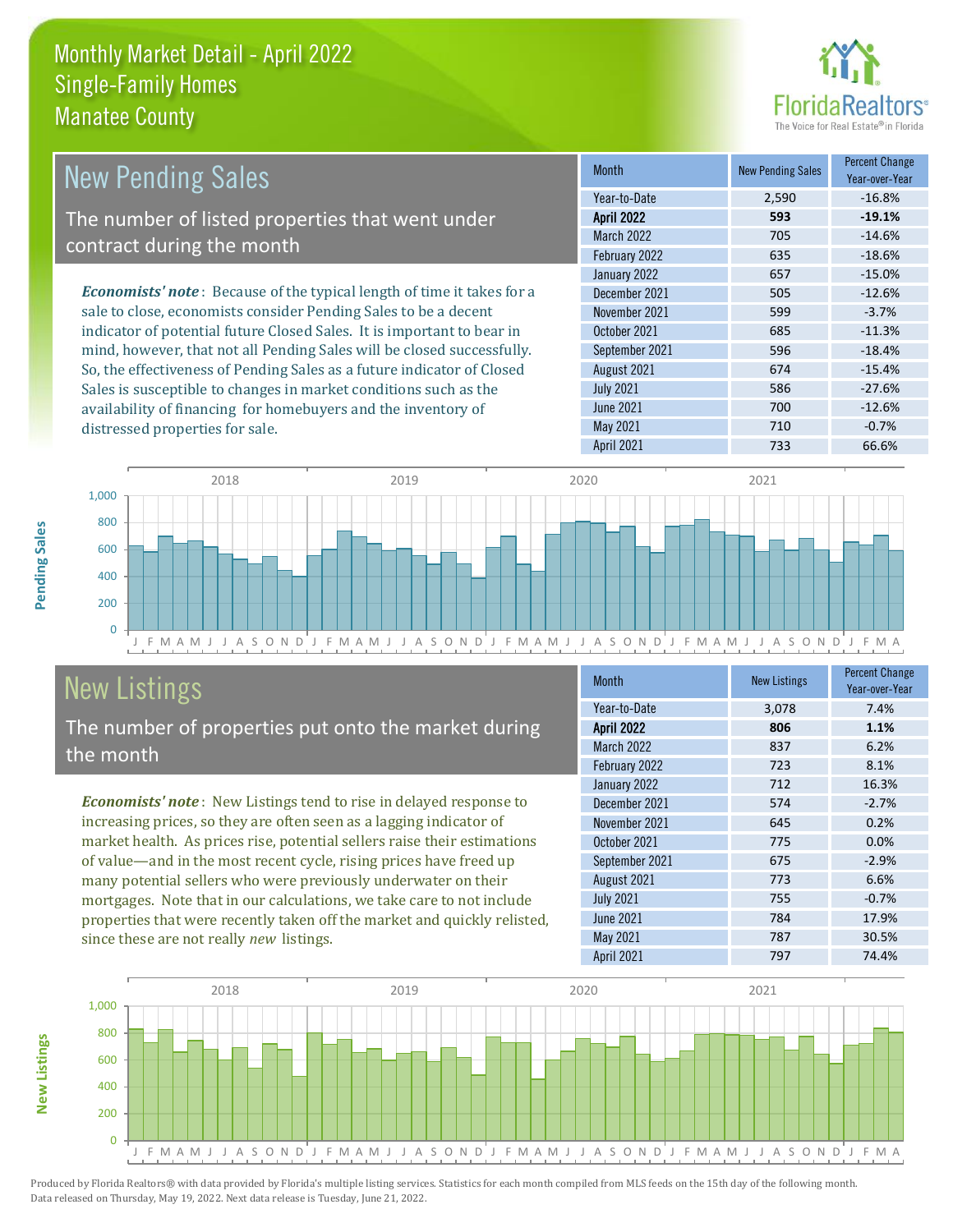# Monthly Market Detail - April 2022
## Single-Family Homes
## Manatee County

FloridaRealtors® The Voice for Real Estate® in Florida

## New Pending Sales

The number of listed properties that went under contract during the month

***Economists' note***: Because of the typical length of time it takes for a sale to close, economists consider Pending Sales to be a decent indicator of potential future Closed Sales. It is important to bear in mind, however, that not all Pending Sales will be closed successfully. So, the effectiveness of Pending Sales as a future indicator of Closed Sales is susceptible to changes in market conditions such as the availability of financing for homebuyers and the inventory of distressed properties for sale.

| Month | New Pending Sales | Percent Change Year-over-Year |
| --- | --- | --- |
| Year-to-Date | 2,590 | -16.8% |
| **April 2022** | **593** | **-19.1%** |
| March 2022 | 705 | -14.6% |
| February 2022 | 635 | -18.6% |
| January 2022 | 657 | -15.0% |
| December 2021 | 505 | -12.6% |
| November 2021 | 599 | -3.7% |
| October 2021 | 685 | -11.3% |
| September 2021 | 596 | -18.4% |
| August 2021 | 674 | -15.4% |
| July 2021 | 586 | -27.6% |
| June 2021 | 700 | -12.6% |
| May 2021 | 710 | -0.7% |
| April 2021 | 733 | 66.6% |

Pending Sales

2018 2019 2020 2021

1,000
800
600
400
200
0

J F M A M J J A S O N D J F M A M J J A S O N D J F M A M J J A S O N D J F M A M J J A S O N D J F M A

## New Listings

The number of properties put onto the market during the month

***Economists' note***: New Listings tend to rise in delayed response to increasing prices, so they are often seen as a lagging indicator of market health. As prices rise, potential sellers raise their estimations of value—and in the most recent cycle, rising prices have freed up many potential sellers who were previously underwater on their mortgages. Note that in our calculations, we take care to not include properties that were recently taken off the market and quickly relisted, since these are not really *new* listings.

| Month | New Listings | Percent Change Year-over-Year |
| --- | --- | --- |
| Year-to-Date | 3,078 | 7.4% |
| **April 2022** | **806** | **1.1%** |
| March 2022 | 837 | 6.2% |
| February 2022 | 723 | 8.1% |
| January 2022 | 712 | 16.3% |
| December 2021 | 574 | -2.7% |
| November 2021 | 645 | 0.2% |
| October 2021 | 775 | 0.0% |
| September 2021 | 675 | -2.9% |
| August 2021 | 773 | 6.6% |
| July 2021 | 755 | -0.7% |
| June 2021 | 784 | 17.9% |
| May 2021 | 787 | 30.5% |
| April 2021 | 797 | 74.4% |

New Listings

2018 2019 2020 2021

1,000
800
600
400
200
0

J F M A M J J A S O N D J F M A M J J A S O N D J F M A M J J A S O N D J F M A M J J A S O N D J F M A

Produced by Florida Realtors® with data provided by Florida's multiple listing services. Statistics for each month compiled from MLS feeds on the 15th day of the following month. Data released on Thursday, May 19, 2022. Next data release is Tuesday, June 21, 2022.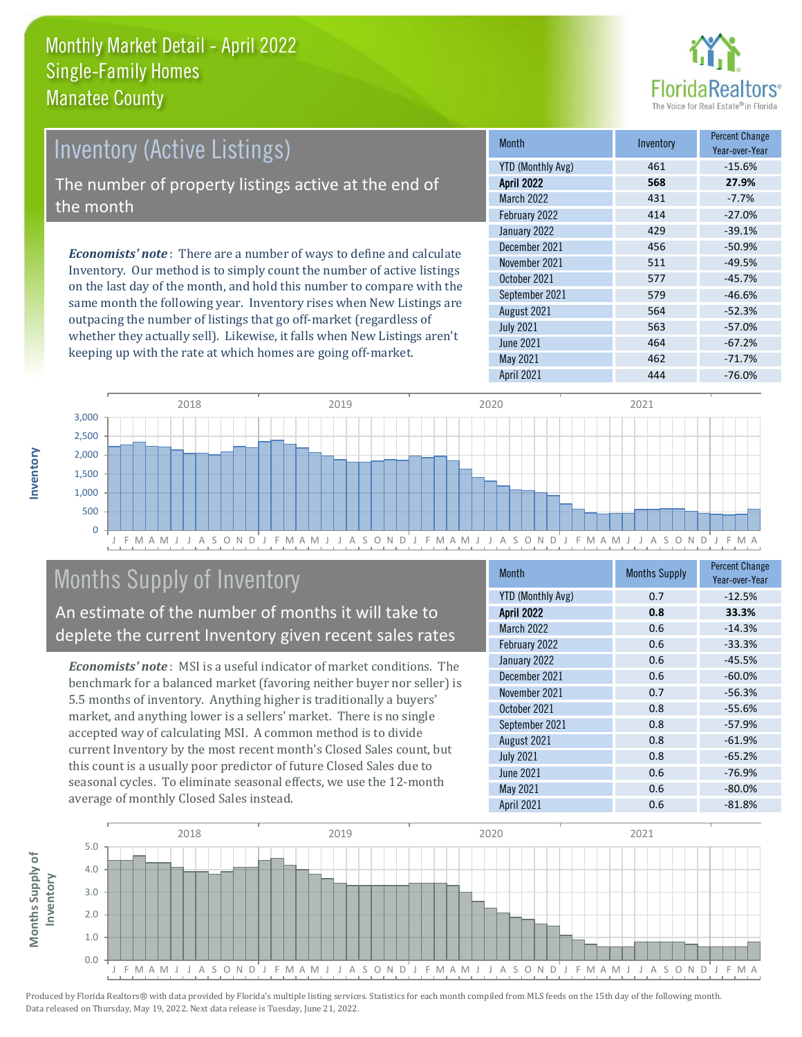# Monthly Market Detail - April 2022
## Single-Family Homes
## Manatee County

## Inventory (Active Listings)

The number of property listings active at the end of the month

*Economists' note*: There are a number of ways to define and calculate Inventory. Our method is to simply count the number of active listings on the last day of the month, and hold this number to compare with the same month the following year. Inventory rises when New Listings are outpacing the number of listings that go off-market (regardless of whether they actually sell). Likewise, it falls when New Listings aren't keeping up with the rate at which homes are going off-market.

| Month | Inventory | Percent Change Year-over-Year |
|---|---|---|
| YTD (Monthly Avg) | 461 | -15.6% |
| **April 2022** | **568** | **27.9%** |
| March 2022 | 431 | -7.7% |
| February 2022 | 414 | -27.0% |
| January 2022 | 429 | -39.1% |
| December 2021 | 456 | -50.9% |
| November 2021 | 511 | -49.5% |
| October 2021 | 577 | -45.7% |
| September 2021 | 579 | -46.6% |
| August 2021 | 564 | -52.3% |
| July 2021 | 563 | -57.0% |
| June 2021 | 464 | -67.2% |
| May 2021 | 462 | -71.7% |
| April 2021 | 444 | -76.0% |

## Months Supply of Inventory

An estimate of the number of months it will take to deplete the current Inventory given recent sales rates

*Economists' note*: MSI is a useful indicator of market conditions. The benchmark for a balanced market (favoring neither buyer nor seller) is 5.5 months of inventory. Anything higher is traditionally a buyers' market, and anything lower is a sellers' market. There is no single accepted way of calculating MSI. A common method is to divide current Inventory by the most recent month's Closed Sales count, but this count is a usually poor predictor of future Closed Sales due to seasonal cycles. To eliminate seasonal effects, we use the 12-month average of monthly Closed Sales instead.

| Month | Months Supply | Percent Change Year-over-Year |
|---|---|---|
| YTD (Monthly Avg) | 0.7 | -12.5% |
| **April 2022** | **0.8** | **33.3%** |
| March 2022 | 0.6 | -14.3% |
| February 2022 | 0.6 | -33.3% |
| January 2022 | 0.6 | -45.5% |
| December 2021 | 0.6 | -60.0% |
| November 2021 | 0.7 | -56.3% |
| October 2021 | 0.8 | -55.6% |
| September 2021 | 0.8 | -57.9% |
| August 2021 | 0.8 | -61.9% |
| July 2021 | 0.8 | -65.2% |
| June 2021 | 0.6 | -76.9% |
| May 2021 | 0.6 | -80.0% |
| April 2021 | 0.6 | -81.8% |

Produced by Florida Realtors® with data provided by Florida's multiple listing services. Statistics for each month compiled from MLS feeds on the 15th day of the following month. Data released on Thursday, May 19, 2022. Next data release is Tuesday, June 21, 2022.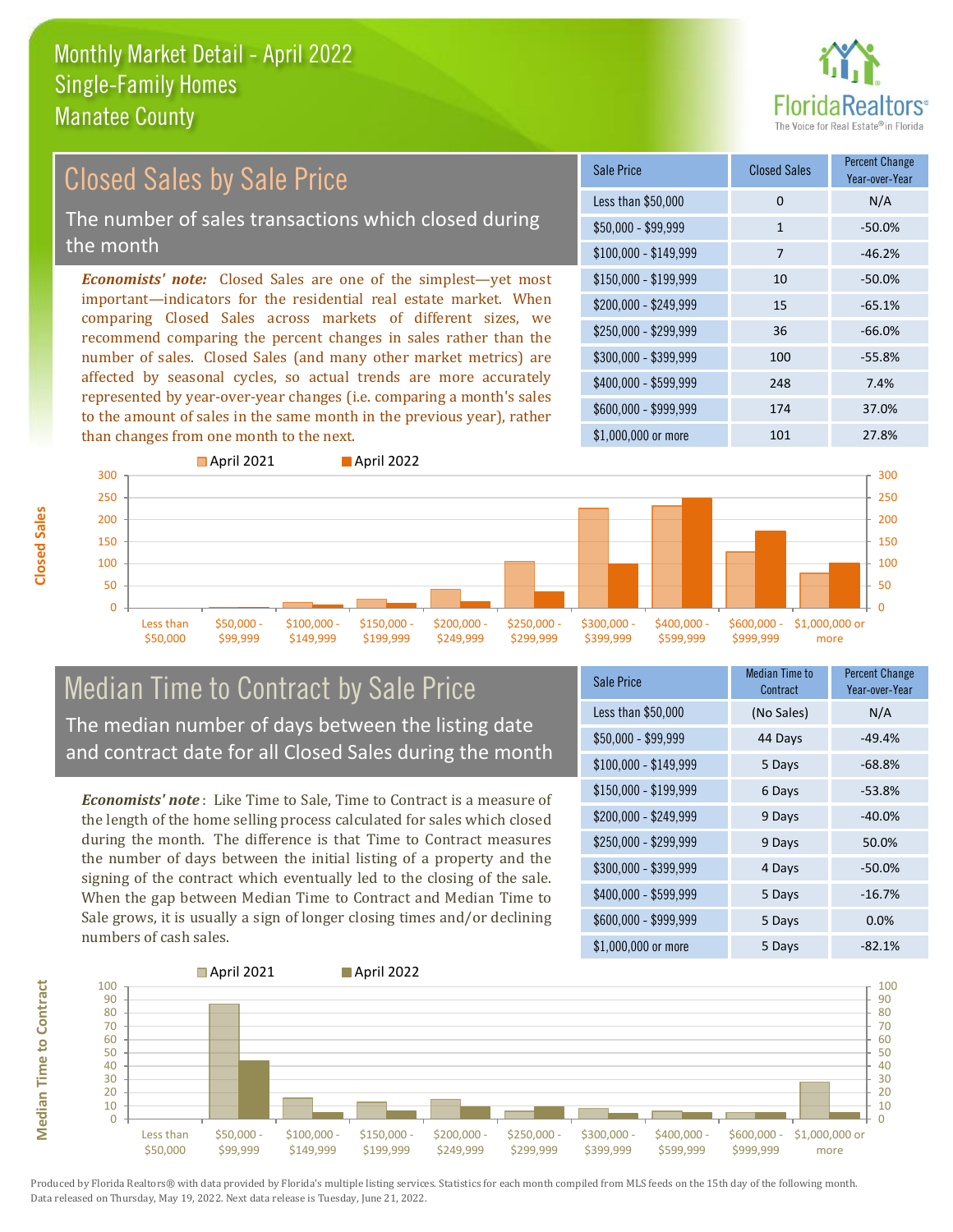# Monthly Market Detail - April 2022
## Single-Family Homes
## Manatee County

FloridaRealtors®
The Voice for Real Estate® in Florida

## Closed Sales by Sale Price

The number of sales transactions which closed during the month

***Economists' note:*** Closed Sales are one of the simplest—yet most important—indicators for the residential real estate market. When comparing Closed Sales across markets of different sizes, we recommend comparing the percent changes in sales rather than the number of sales. Closed Sales (and many other market metrics) are affected by seasonal cycles, so actual trends are more accurately represented by year-over-year changes (i.e. comparing a month's sales to the amount of sales in the same month in the previous year), rather than changes from one month to the next.

| Sale Price | Closed Sales | Percent Change Year-over-Year |
|---|---|---|
| Less than $50,000 | 0 | N/A |
| $50,000 - $99,999 | 1 | -50.0% |
| $100,000 - $149,999 | 7 | -46.2% |
| $150,000 - $199,999 | 10 | -50.0% |
| $200,000 - $249,999 | 15 | -65.1% |
| $250,000 - $299,999 | 36 | -66.0% |
| $300,000 - $399,999 | 100 | -55.8% |
| $400,000 - $599,999 | 248 | 7.4% |
| $600,000 - $999,999 | 174 | 37.0% |
| $1,000,000 or more | 101 | 27.8% |

April 2021
April 2022
Closed Sales
0
50
100
150
200
250
300
Less than $50,000
$50,000 - $99,999
$100,000 - $149,999
$150,000 - $199,999
$200,000 - $249,999
$250,000 - $299,999
$300,000 - $399,999
$400,000 - $599,999
$600,000 - $999,999
$1,000,000 or more

## Median Time to Contract by Sale Price

The median number of days between the listing date and contract date for all Closed Sales during the month

***Economists' note*** : Like Time to Sale, Time to Contract is a measure of the length of the home selling process calculated for sales which closed during the month. The difference is that Time to Contract measures the number of days between the initial listing of a property and the signing of the contract which eventually led to the closing of the sale. When the gap between Median Time to Contract and Median Time to Sale grows, it is usually a sign of longer closing times and/or declining numbers of cash sales.

| Sale Price | Median Time to Contract | Percent Change Year-over-Year |
|---|---|---|
| Less than $50,000 | (No Sales) | N/A |
| $50,000 - $99,999 | 44 Days | -49.4% |
| $100,000 - $149,999 | 5 Days | -68.8% |
| $150,000 - $199,999 | 6 Days | -53.8% |
| $200,000 - $249,999 | 9 Days | -40.0% |
| $250,000 - $299,999 | 9 Days | 50.0% |
| $300,000 - $399,999 | 4 Days | -50.0% |
| $400,000 - $599,999 | 5 Days | -16.7% |
| $600,000 - $999,999 | 5 Days | 0.0% |
| $1,000,000 or more | 5 Days | -82.1% |

April 2021
April 2022
Median Time to Contract
0
10
20
30
40
50
60
70
80
90
100
Less than $50,000
$50,000 - $99,999
$100,000 - $149,999
$150,000 - $199,999
$200,000 - $249,999
$250,000 - $299,999
$300,000 - $399,999
$400,000 - $599,999
$600,000 - $999,999
$1,000,000 or more

Produced by Florida Realtors® with data provided by Florida's multiple listing services. Statistics for each month compiled from MLS feeds on the 15th day of the following month. Data released on Thursday, May 19, 2022. Next data release is Tuesday, June 21, 2022.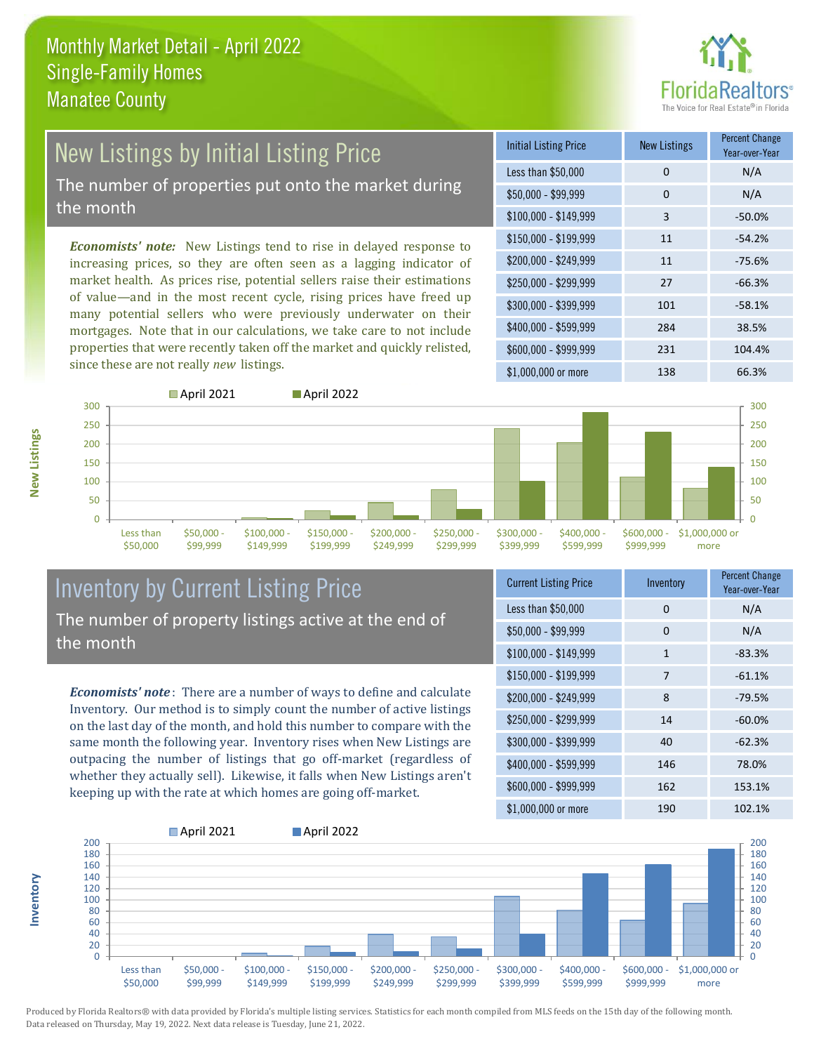Monthly Market Detail - April 2022
Single-Family Homes
Manatee County

## New Listings by Initial Listing Price

The number of properties put onto the market during the month

*Economists' note:* New Listings tend to rise in delayed response to increasing prices, so they are often seen as a lagging indicator of market health. As prices rise, potential sellers raise their estimations of value—and in the most recent cycle, rising prices have freed up many potential sellers who were previously underwater on their mortgages. Note that in our calculations, we take care to not include properties that were recently taken off the market and quickly relisted, since these are not really *new* listings.

| Initial Listing Price | New Listings | Percent Change Year-over-Year |
|---|---|---|
| Less than $50,000 | 0 | N/A |
| $50,000 - $99,999 | 0 | N/A |
| $100,000 - $149,999 | 3 | -50.0% |
| $150,000 - $199,999 | 11 | -54.2% |
| $200,000 - $249,999 | 11 | -75.6% |
| $250,000 - $299,999 | 27 | -66.3% |
| $300,000 - $399,999 | 101 | -58.1% |
| $400,000 - $599,999 | 284 | 38.5% |
| $600,000 - $999,999 | 231 | 104.4% |
| $1,000,000 or more | 138 | 66.3% |

April 2021 April 2022

New Listings

0 50 100 150 200 250 300

Less than $50,000
$50,000 - $99,999
$100,000 - $149,999
$150,000 - $199,999
$200,000 - $249,999
$250,000 - $299,999
$300,000 - $399,999
$400,000 - $599,999
$600,000 - $999,999
$1,000,000 or more

## Inventory by Current Listing Price

The number of property listings active at the end of the month

*Economists' note*: There are a number of ways to define and calculate Inventory. Our method is to simply count the number of active listings on the last day of the month, and hold this number to compare with the same month the following year. Inventory rises when New Listings are outpacing the number of listings that go off-market (regardless of whether they actually sell). Likewise, it falls when New Listings aren't keeping up with the rate at which homes are going off-market.

| Current Listing Price | Inventory | Percent Change Year-over-Year |
|---|---|---|
| Less than $50,000 | 0 | N/A |
| $50,000 - $99,999 | 0 | N/A |
| $100,000 - $149,999 | 1 | -83.3% |
| $150,000 - $199,999 | 7 | -61.1% |
| $200,000 - $249,999 | 8 | -79.5% |
| $250,000 - $299,999 | 14 | -60.0% |
| $300,000 - $399,999 | 40 | -62.3% |
| $400,000 - $599,999 | 146 | 78.0% |
| $600,000 - $999,999 | 162 | 153.1% |
| $1,000,000 or more | 190 | 102.1% |

April 2021 April 2022

Inventory

0 20 40 60 80 100 120 140 160 180 200

Less than $50,000
$50,000 - $99,999
$100,000 - $149,999
$150,000 - $199,999
$200,000 - $249,999
$250,000 - $299,999
$300,000 - $399,999
$400,000 - $599,999
$600,000 - $999,999
$1,000,000 or more

Produced by Florida Realtors® with data provided by Florida's multiple listing services. Statistics for each month compiled from MLS feeds on the 15th day of the following month. Data released on Thursday, May 19, 2022. Next data release is Tuesday, June 21, 2022.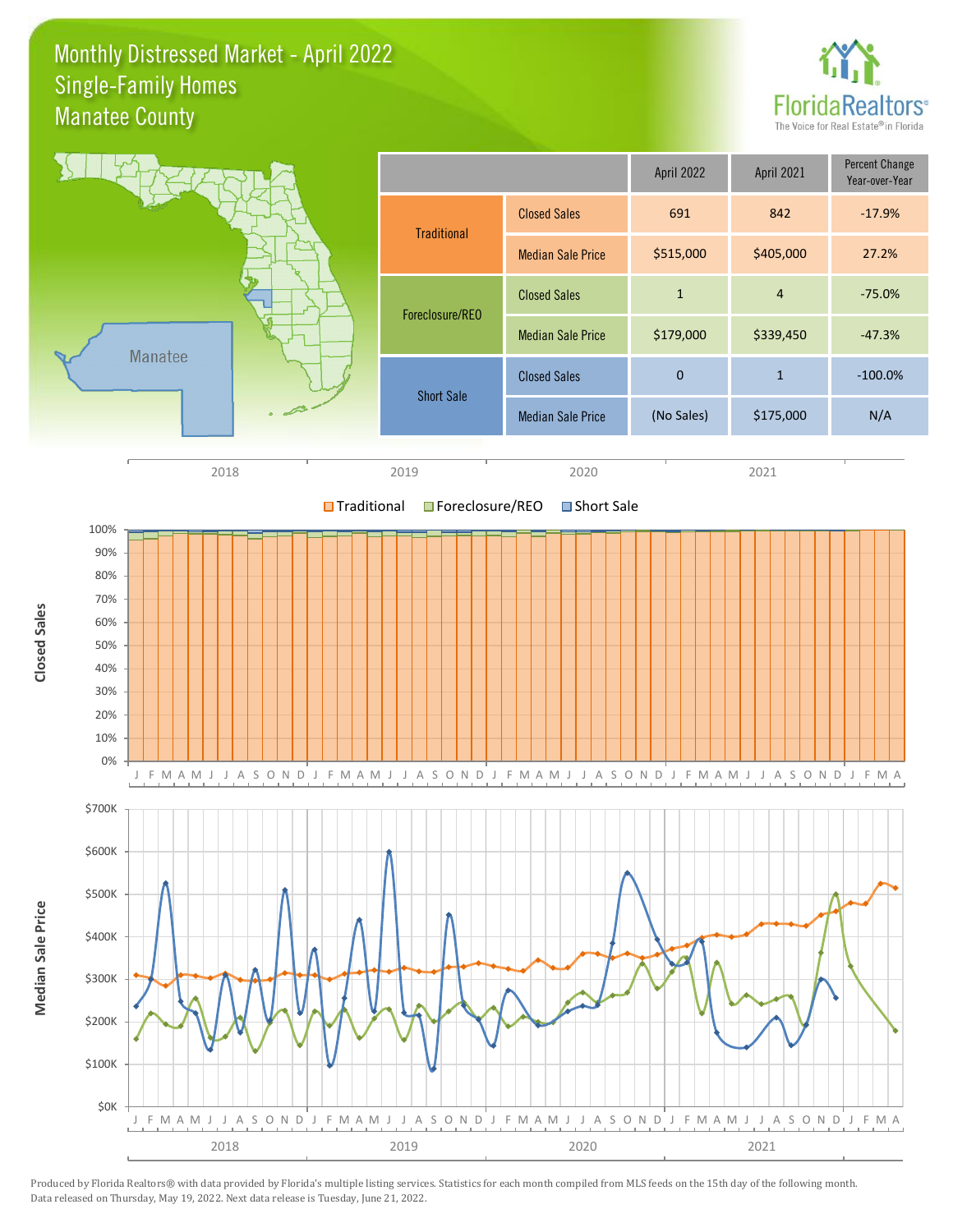# Monthly Distressed Market - April 2022
## Single-Family Homes
## Manatee County

FloridaRealtors®
The Voice for Real Estate® in Florida

Manatee

| | | April 2022 | April 2021 | Percent Change Year-over-Year |
|---|---|---|---|---|
| Traditional | Closed Sales | 691 | 842 | -17.9% |
| | Median Sale Price | $515,000 | $405,000 | 27.2% |
| Foreclosure/REO | Closed Sales | 1 | 4 | -75.0% |
| | Median Sale Price | $179,000 | $339,450 | -47.3% |
| Short Sale | Closed Sales | 0 | 1 | -100.0% |
| | Median Sale Price | (No Sales) | $175,000 | N/A |

2018 2019 2020 2021

Traditional Foreclosure/REO Short Sale

Closed Sales

100% 90% 80% 70% 60% 50% 40% 30% 20% 10% 0%

J F M A M J J A S O N D J F M A M J J A S O N D J F M A M J J A S O N D J F M A M J J A S O N D J F M A

Median Sale Price

$700K $600K $500K $400K $300K $200K $100K $0K

J F M A M J J A S O N D J F M A M J J A S O N D J F M A M J J A S O N D J F M A M J J A S O N D J F M A

2018 2019 2020 2021

Produced by Florida Realtors® with data provided by Florida's multiple listing services. Statistics for each month compiled from MLS feeds on the 15th day of the following month. Data released on Thursday, May 19, 2022. Next data release is Tuesday, June 21, 2022.